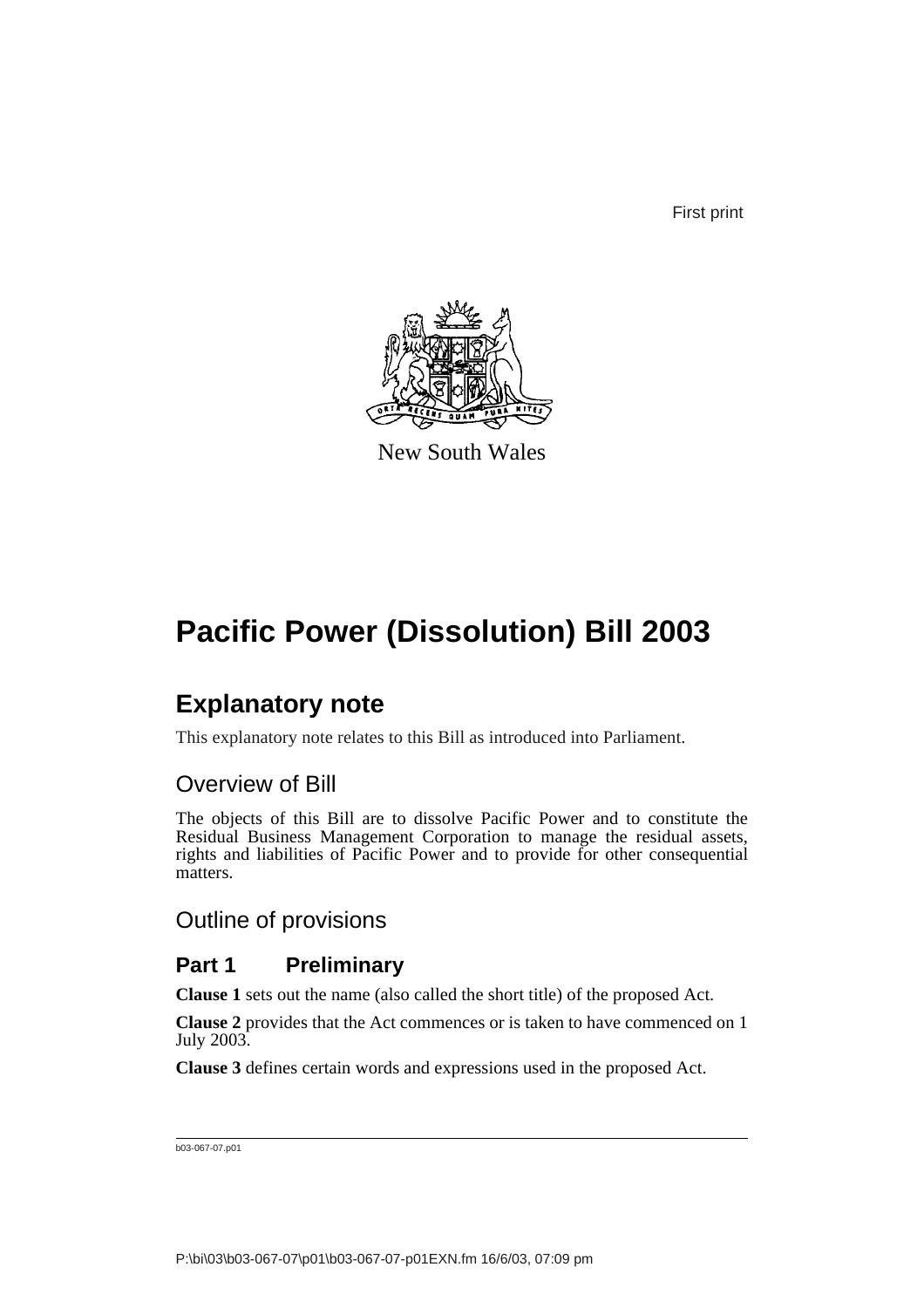First print

New South Wales

# Pacific Power (Dissolution) Bill 2003

## Explanatory note

This explanatory note relates to this Bill as introduced into Parliament.

### Overview of Bill

The objects of this Bill are to dissolve Pacific Power and to constitute the Residual Business Management Corporation to manage the residual assets, rights and liabilities of Pacific Power and to provide for other consequential matters.

### Outline of provisions

#### Part 1 Preliminary

**Clause 1** sets out the name (also called the short title) of the proposed Act.

**Clause 2** provides that the Act commences or is taken to have commenced on 1 July 2003.

**Clause 3** defines certain words and expressions used in the proposed Act.

b03-067-07.p01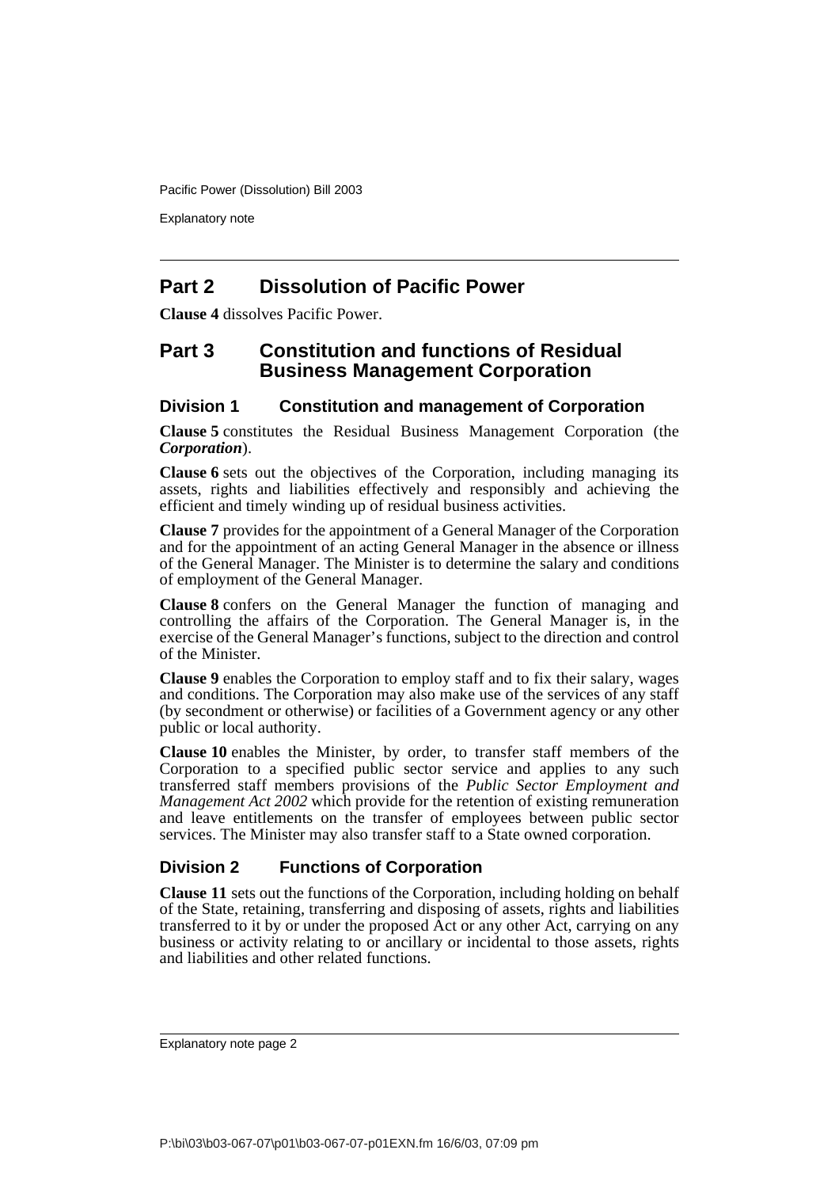## Part 2 Dissolution of Pacific Power

**Clause 4** dissolves Pacific Power.

## Part 3 Constitution and functions of Residual Business Management Corporation

### Division 1 Constitution and management of Corporation

**Clause 5** constitutes the Residual Business Management Corporation (the ***Corporation***).

**Clause 6** sets out the objectives of the Corporation, including managing its assets, rights and liabilities effectively and responsibly and achieving the efficient and timely winding up of residual business activities.

**Clause 7** provides for the appointment of a General Manager of the Corporation and for the appointment of an acting General Manager in the absence or illness of the General Manager. The Minister is to determine the salary and conditions of employment of the General Manager.

**Clause 8** confers on the General Manager the function of managing and controlling the affairs of the Corporation. The General Manager is, in the exercise of the General Manager's functions, subject to the direction and control of the Minister.

**Clause 9** enables the Corporation to employ staff and to fix their salary, wages and conditions. The Corporation may also make use of the services of any staff (by secondment or otherwise) or facilities of a Government agency or any other public or local authority.

**Clause 10** enables the Minister, by order, to transfer staff members of the Corporation to a specified public sector service and applies to any such transferred staff members provisions of the *Public Sector Employment and Management Act 2002* which provide for the retention of existing remuneration and leave entitlements on the transfer of employees between public sector services. The Minister may also transfer staff to a State owned corporation.

### Division 2 Functions of Corporation

**Clause 11** sets out the functions of the Corporation, including holding on behalf of the State, retaining, transferring and disposing of assets, rights and liabilities transferred to it by or under the proposed Act or any other Act, carrying on any business or activity relating to or ancillary or incidental to those assets, rights and liabilities and other related functions.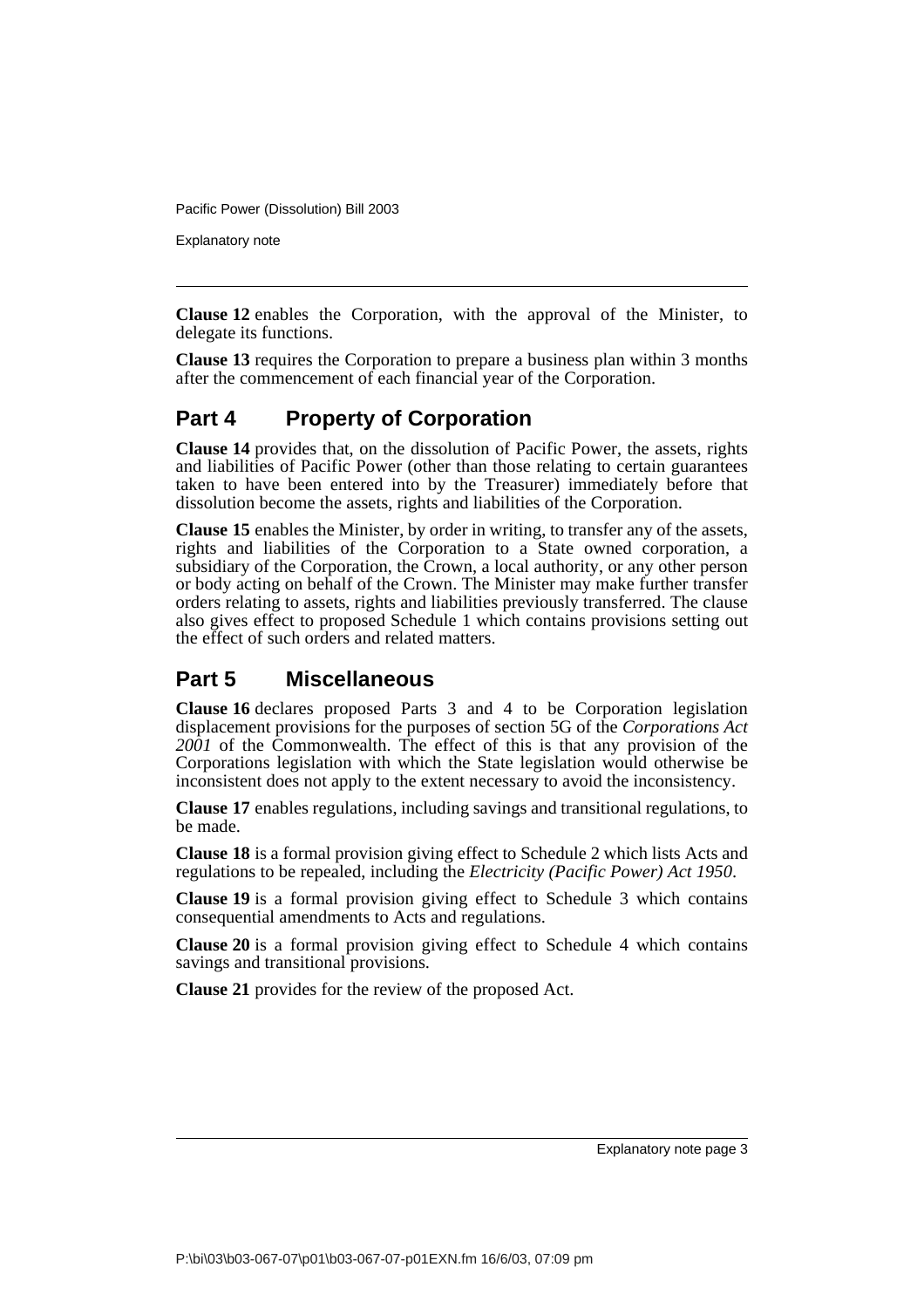**Clause 12** enables the Corporation, with the approval of the Minister, to delegate its functions.

**Clause 13** requires the Corporation to prepare a business plan within 3 months after the commencement of each financial year of the Corporation.

## Part 4 Property of Corporation

**Clause 14** provides that, on the dissolution of Pacific Power, the assets, rights and liabilities of Pacific Power (other than those relating to certain guarantees taken to have been entered into by the Treasurer) immediately before that dissolution become the assets, rights and liabilities of the Corporation.

**Clause 15** enables the Minister, by order in writing, to transfer any of the assets, rights and liabilities of the Corporation to a State owned corporation, a subsidiary of the Corporation, the Crown, a local authority, or any other person or body acting on behalf of the Crown. The Minister may make further transfer orders relating to assets, rights and liabilities previously transferred. The clause also gives effect to proposed Schedule 1 which contains provisions setting out the effect of such orders and related matters.

## Part 5 Miscellaneous

**Clause 16** declares proposed Parts 3 and 4 to be Corporation legislation displacement provisions for the purposes of section 5G of the *Corporations Act 2001* of the Commonwealth. The effect of this is that any provision of the Corporations legislation with which the State legislation would otherwise be inconsistent does not apply to the extent necessary to avoid the inconsistency.

**Clause 17** enables regulations, including savings and transitional regulations, to be made.

**Clause 18** is a formal provision giving effect to Schedule 2 which lists Acts and regulations to be repealed, including the *Electricity (Pacific Power) Act 1950*.

**Clause 19** is a formal provision giving effect to Schedule 3 which contains consequential amendments to Acts and regulations.

**Clause 20** is a formal provision giving effect to Schedule 4 which contains savings and transitional provisions.

**Clause 21** provides for the review of the proposed Act.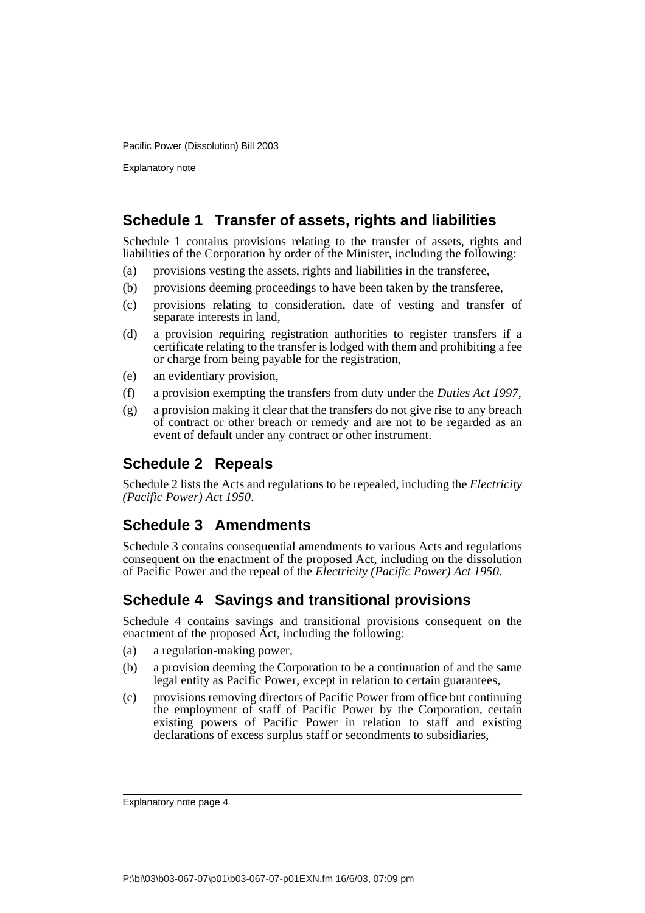## Schedule 1 Transfer of assets, rights and liabilities

Schedule 1 contains provisions relating to the transfer of assets, rights and liabilities of the Corporation by order of the Minister, including the following:

(a) provisions vesting the assets, rights and liabilities in the transferee,

(b) provisions deeming proceedings to have been taken by the transferee,

(c) provisions relating to consideration, date of vesting and transfer of separate interests in land,

(d) a provision requiring registration authorities to register transfers if a certificate relating to the transfer is lodged with them and prohibiting a fee or charge from being payable for the registration,

(e) an evidentiary provision,

(f) a provision exempting the transfers from duty under the *Duties Act 1997*,

(g) a provision making it clear that the transfers do not give rise to any breach of contract or other breach or remedy and are not to be regarded as an event of default under any contract or other instrument.

## Schedule 2 Repeals

Schedule 2 lists the Acts and regulations to be repealed, including the *Electricity (Pacific Power) Act 1950*.

## Schedule 3 Amendments

Schedule 3 contains consequential amendments to various Acts and regulations consequent on the enactment of the proposed Act, including on the dissolution of Pacific Power and the repeal of the *Electricity (Pacific Power) Act 1950*.

## Schedule 4 Savings and transitional provisions

Schedule 4 contains savings and transitional provisions consequent on the enactment of the proposed Act, including the following:

(a) a regulation-making power,

(b) a provision deeming the Corporation to be a continuation of and the same legal entity as Pacific Power, except in relation to certain guarantees,

(c) provisions removing directors of Pacific Power from office but continuing the employment of staff of Pacific Power by the Corporation, certain existing powers of Pacific Power in relation to staff and existing declarations of excess surplus staff or secondments to subsidiaries,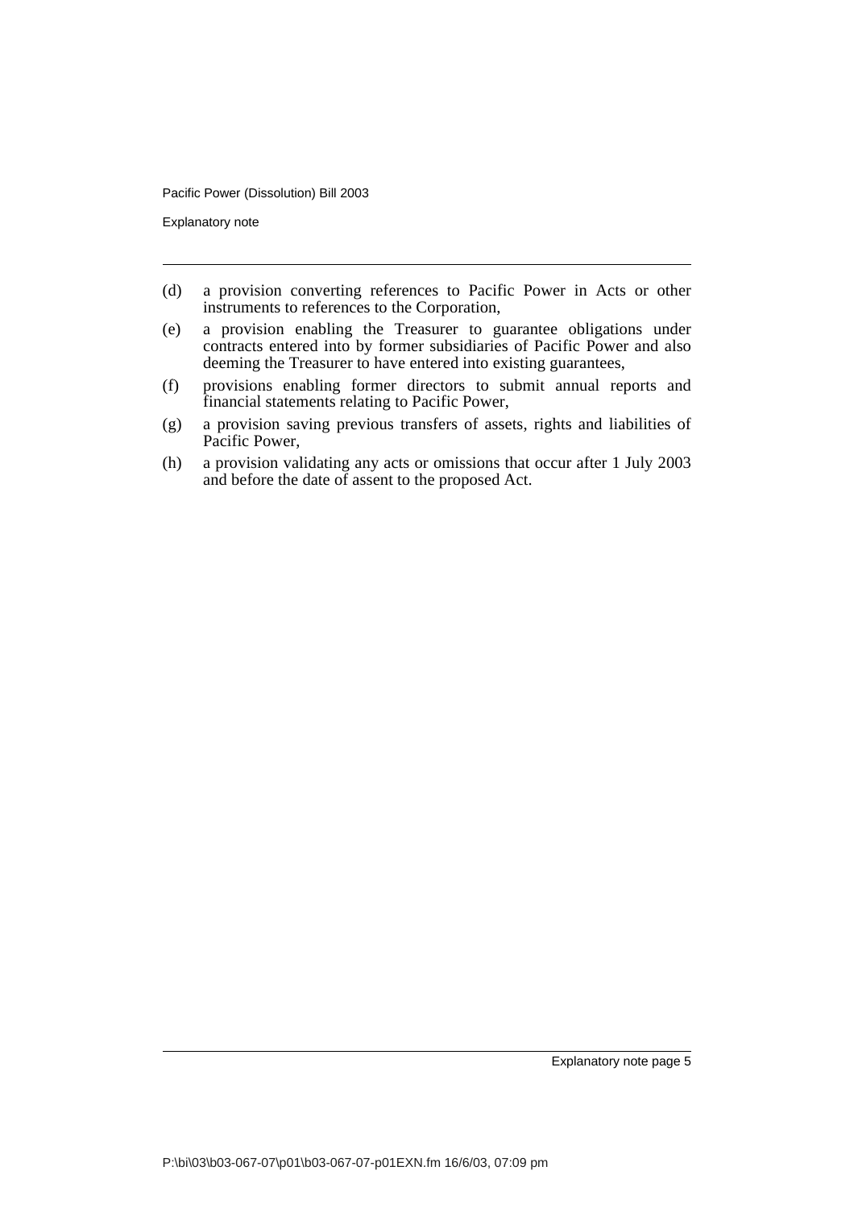(d) a provision converting references to Pacific Power in Acts or other instruments to references to the Corporation,

(e) a provision enabling the Treasurer to guarantee obligations under contracts entered into by former subsidiaries of Pacific Power and also deeming the Treasurer to have entered into existing guarantees,

(f) provisions enabling former directors to submit annual reports and financial statements relating to Pacific Power,

(g) a provision saving previous transfers of assets, rights and liabilities of Pacific Power,

(h) a provision validating any acts or omissions that occur after 1 July 2003 and before the date of assent to the proposed Act.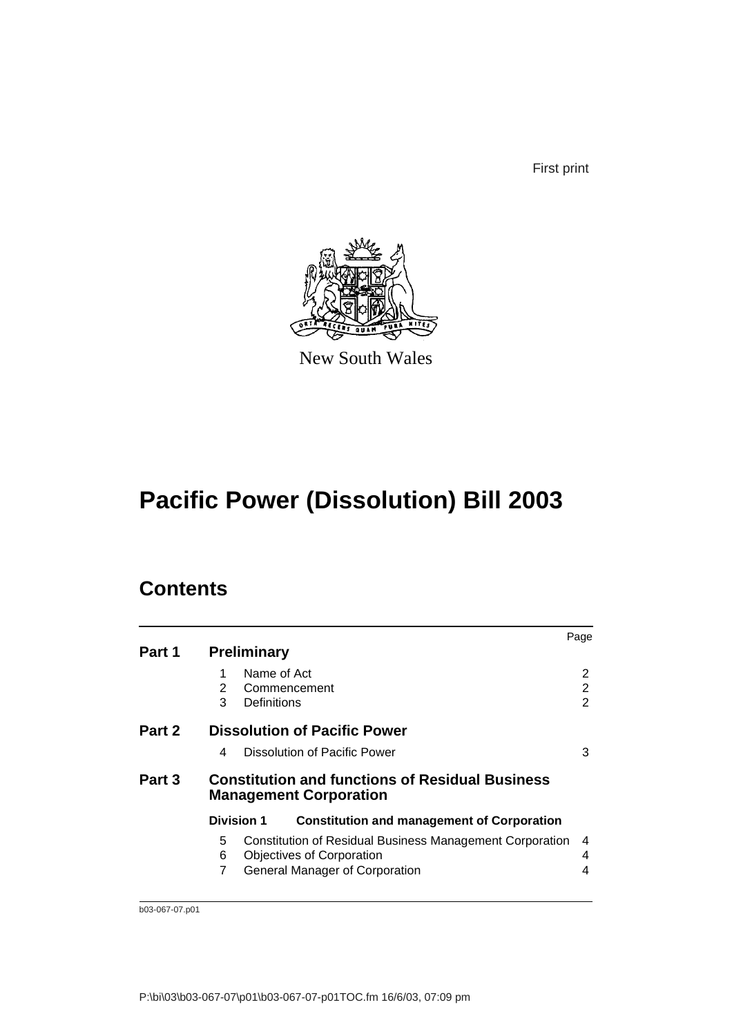First print

New South Wales

# Pacific Power (Dissolution) Bill 2003

## Contents

| | | Page |
|---|---|---|
| **Part 1** | **Preliminary** | |
| | 1 Name of Act | 2 |
| | 2 Commencement | 2 |
| | 3 Definitions | 2 |
| **Part 2** | **Dissolution of Pacific Power** | |
| | 4 Dissolution of Pacific Power | 3 |
| **Part 3** | **Constitution and functions of Residual Business Management Corporation** | |
| | **Division 1 Constitution and management of Corporation** | |
| | 5 Constitution of Residual Business Management Corporation | 4 |
| | 6 Objectives of Corporation | 4 |
| | 7 General Manager of Corporation | 4 |

b03-067-07.p01

P:\bi\03\b03-067-07\p01\b03-067-07-p01TOC.fm 16/6/03, 07:09 pm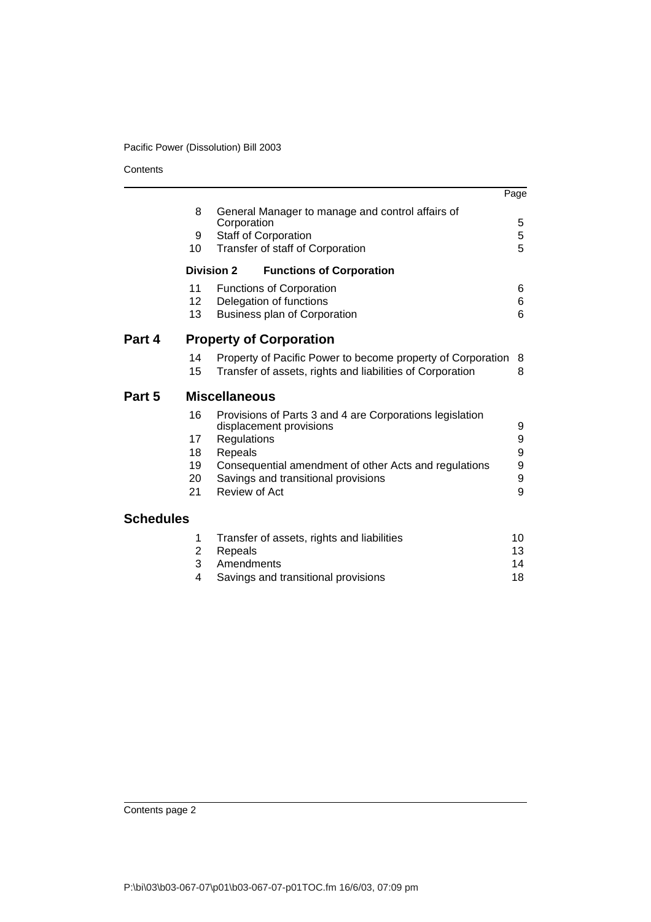| | | | Page |
|---|---|---|---|
| | 8 | General Manager to manage and control affairs of Corporation | 5 |
| | 9 | Staff of Corporation | 5 |
| | 10 | Transfer of staff of Corporation | 5 |
| | **Division 2** | **Functions of Corporation** | |
| | 11 | Functions of Corporation | 6 |
| | 12 | Delegation of functions | 6 |
| | 13 | Business plan of Corporation | 6 |
| **Part 4** | | **Property of Corporation** | |
| | 14 | Property of Pacific Power to become property of Corporation | 8 |
| | 15 | Transfer of assets, rights and liabilities of Corporation | 8 |
| **Part 5** | | **Miscellaneous** | |
| | 16 | Provisions of Parts 3 and 4 are Corporations legislation displacement provisions | 9 |
| | 17 | Regulations | 9 |
| | 18 | Repeals | 9 |
| | 19 | Consequential amendment of other Acts and regulations | 9 |
| | 20 | Savings and transitional provisions | 9 |
| | 21 | Review of Act | 9 |
| **Schedules** | | | |
| | 1 | Transfer of assets, rights and liabilities | 10 |
| | 2 | Repeals | 13 |
| | 3 | Amendments | 14 |
| | 4 | Savings and transitional provisions | 18 |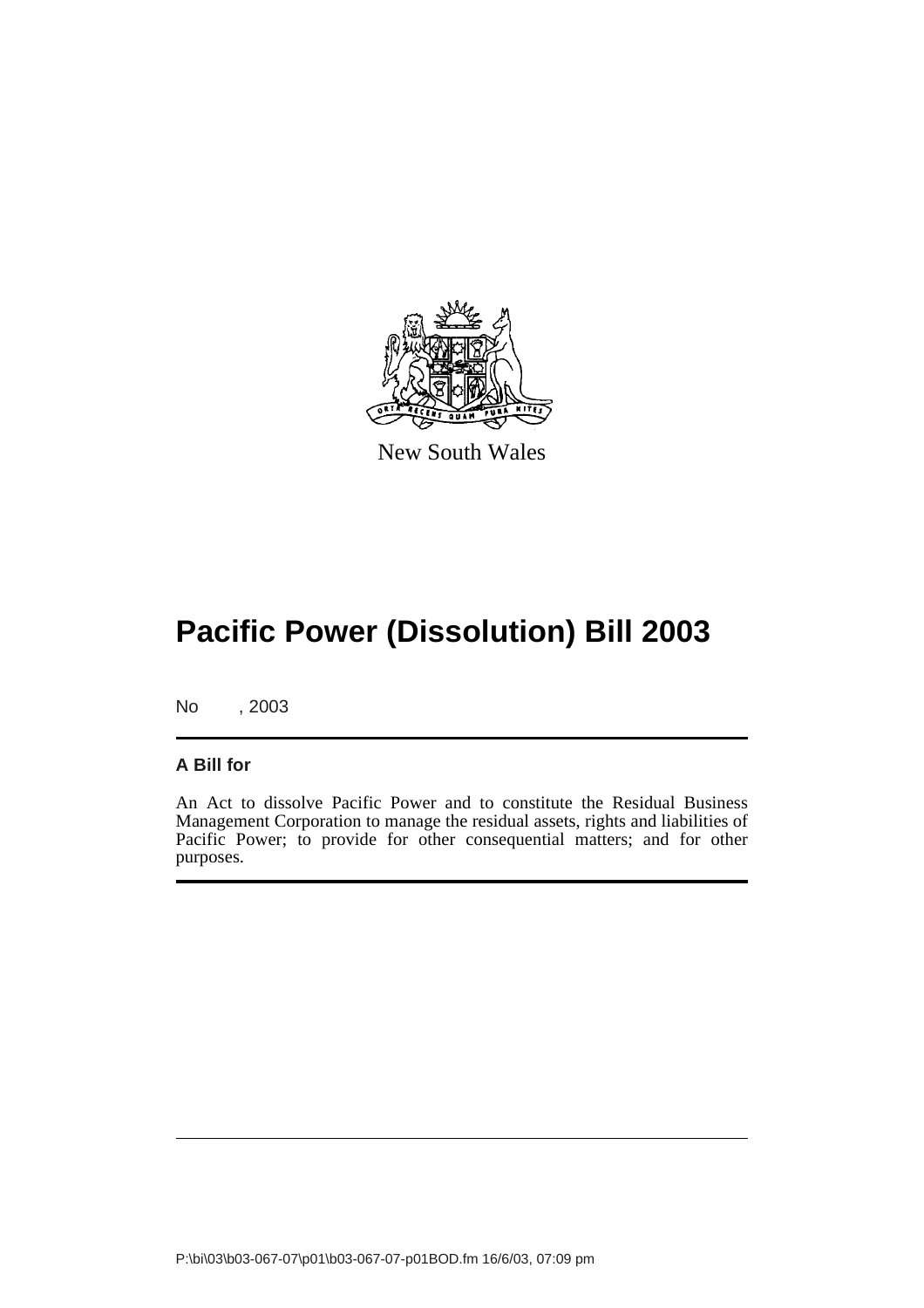New South Wales

# Pacific Power (Dissolution) Bill 2003

No , 2003

**A Bill for**

An Act to dissolve Pacific Power and to constitute the Residual Business Management Corporation to manage the residual assets, rights and liabilities of Pacific Power; to provide for other consequential matters; and for other purposes.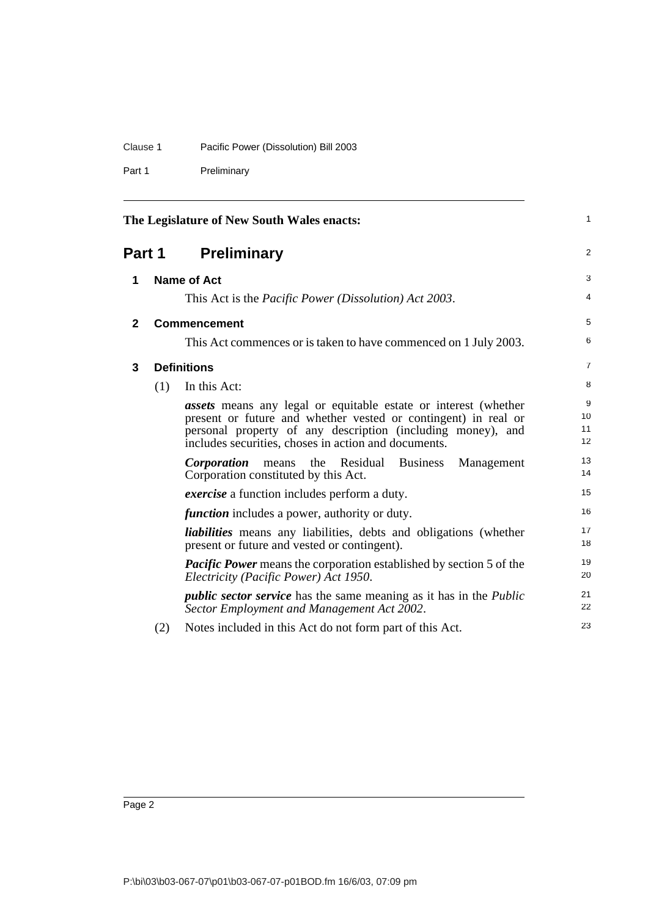The Legislature of New South Wales enacts:

# Part 1 Preliminary

## 1 Name of Act

This Act is the *Pacific Power (Dissolution) Act 2003*.

## 2 Commencement

This Act commences or is taken to have commenced on 1 July 2003.

## 3 Definitions

(1) In this Act:

***assets*** means any legal or equitable estate or interest (whether present or future and whether vested or contingent) in real or personal property of any description (including money), and includes securities, choses in action and documents.

***Corporation*** means the Residual Business Management Corporation constituted by this Act.

***exercise*** a function includes perform a duty.

***function*** includes a power, authority or duty.

***liabilities*** means any liabilities, debts and obligations (whether present or future and vested or contingent).

***Pacific Power*** means the corporation established by section 5 of the *Electricity (Pacific Power) Act 1950*.

***public sector service*** has the same meaning as it has in the *Public Sector Employment and Management Act 2002*.

(2) Notes included in this Act do not form part of this Act.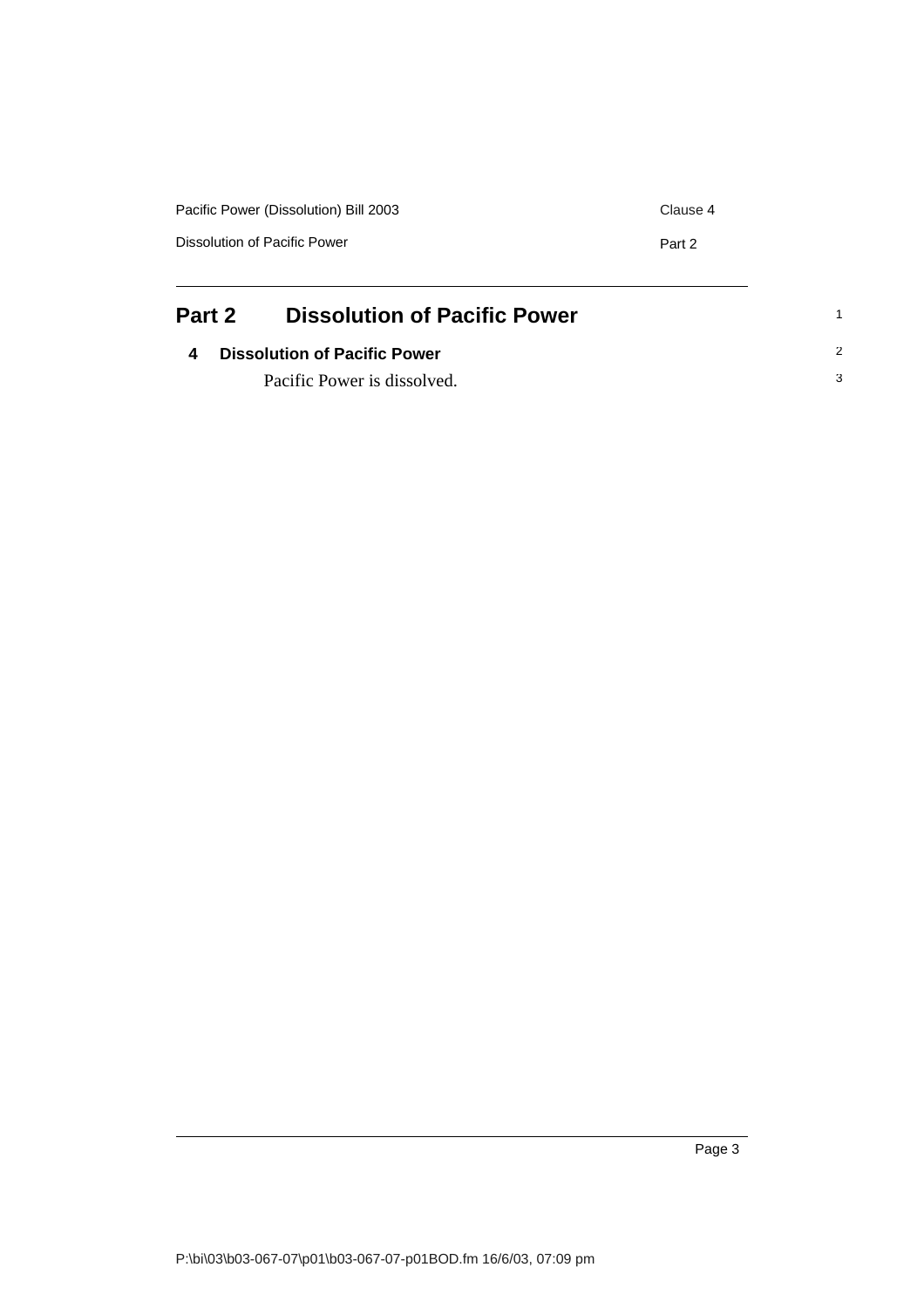# Part 2 Dissolution of Pacific Power

## 4 Dissolution of Pacific Power

Pacific Power is dissolved.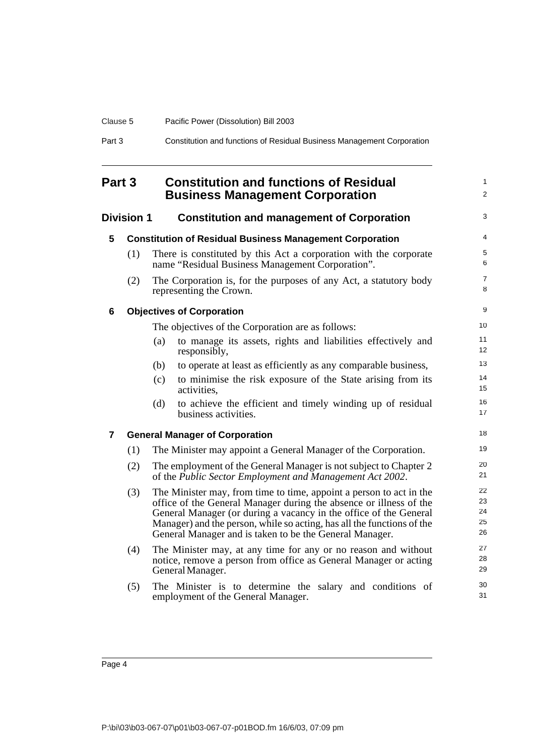## Part 3 Constitution and functions of Residual Business Management Corporation

### Division 1 Constitution and management of Corporation

#### 5 Constitution of Residual Business Management Corporation

(1) There is constituted by this Act a corporation with the corporate name "Residual Business Management Corporation".

(2) The Corporation is, for the purposes of any Act, a statutory body representing the Crown.

#### 6 Objectives of Corporation

The objectives of the Corporation are as follows:

(a) to manage its assets, rights and liabilities effectively and responsibly,

(b) to operate at least as efficiently as any comparable business,

(c) to minimise the risk exposure of the State arising from its activities,

(d) to achieve the efficient and timely winding up of residual business activities.

#### 7 General Manager of Corporation

(1) The Minister may appoint a General Manager of the Corporation.

(2) The employment of the General Manager is not subject to Chapter 2 of the *Public Sector Employment and Management Act 2002*.

(3) The Minister may, from time to time, appoint a person to act in the office of the General Manager during the absence or illness of the General Manager (or during a vacancy in the office of the General Manager) and the person, while so acting, has all the functions of the General Manager and is taken to be the General Manager.

(4) The Minister may, at any time for any or no reason and without notice, remove a person from office as General Manager or acting General Manager.

(5) The Minister is to determine the salary and conditions of employment of the General Manager.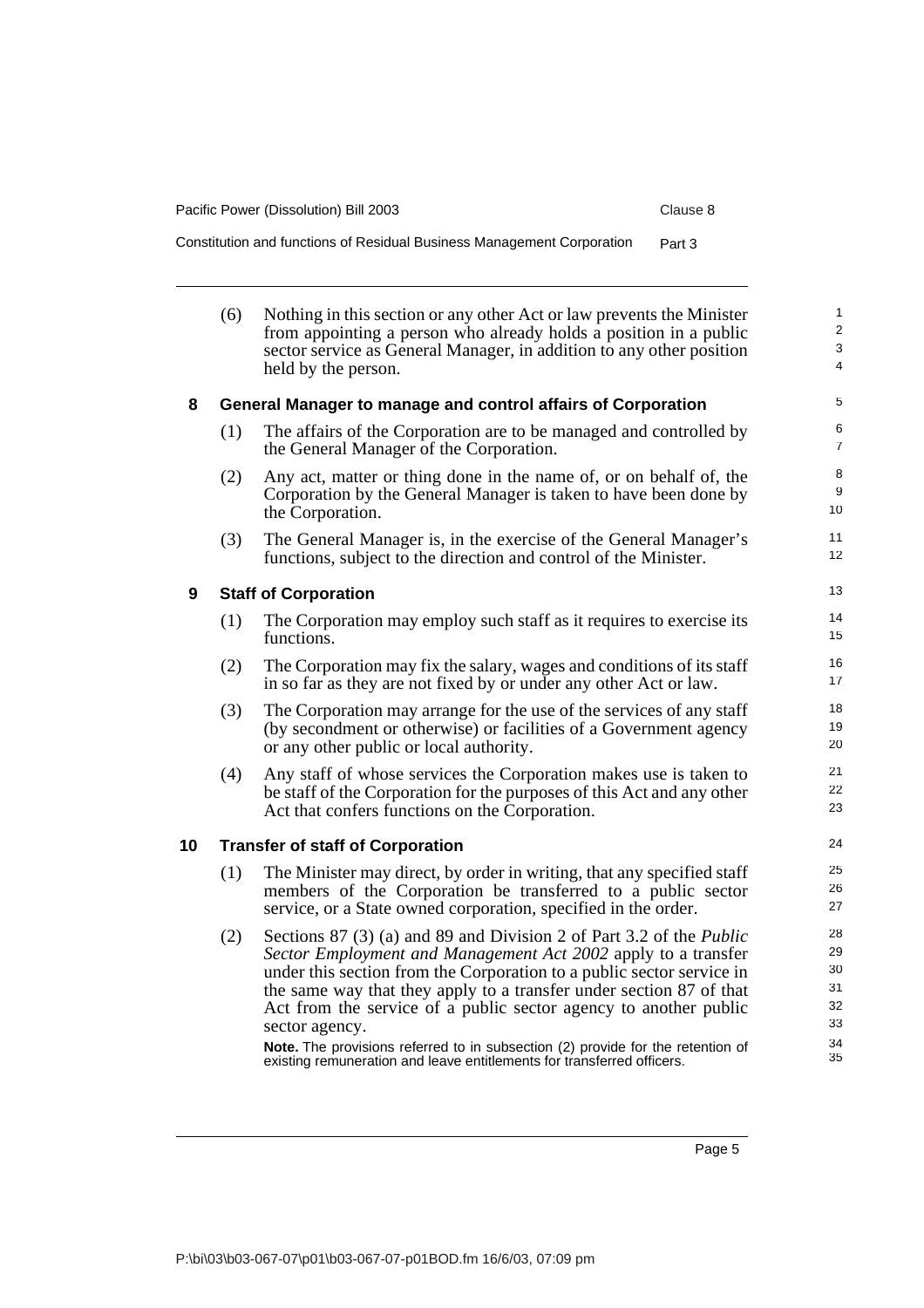(6) Nothing in this section or any other Act or law prevents the Minister from appointing a person who already holds a position in a public sector service as General Manager, in addition to any other position held by the person.

### 8 General Manager to manage and control affairs of Corporation

(1) The affairs of the Corporation are to be managed and controlled by the General Manager of the Corporation.

(2) Any act, matter or thing done in the name of, or on behalf of, the Corporation by the General Manager is taken to have been done by the Corporation.

(3) The General Manager is, in the exercise of the General Manager's functions, subject to the direction and control of the Minister.

### 9 Staff of Corporation

(1) The Corporation may employ such staff as it requires to exercise its functions.

(2) The Corporation may fix the salary, wages and conditions of its staff in so far as they are not fixed by or under any other Act or law.

(3) The Corporation may arrange for the use of the services of any staff (by secondment or otherwise) or facilities of a Government agency or any other public or local authority.

(4) Any staff of whose services the Corporation makes use is taken to be staff of the Corporation for the purposes of this Act and any other Act that confers functions on the Corporation.

### 10 Transfer of staff of Corporation

(1) The Minister may direct, by order in writing, that any specified staff members of the Corporation be transferred to a public sector service, or a State owned corporation, specified in the order.

(2) Sections 87 (3) (a) and 89 and Division 2 of Part 3.2 of the *Public Sector Employment and Management Act 2002* apply to a transfer under this section from the Corporation to a public sector service in the same way that they apply to a transfer under section 87 of that Act from the service of a public sector agency to another public sector agency.

**Note.** The provisions referred to in subsection (2) provide for the retention of existing remuneration and leave entitlements for transferred officers.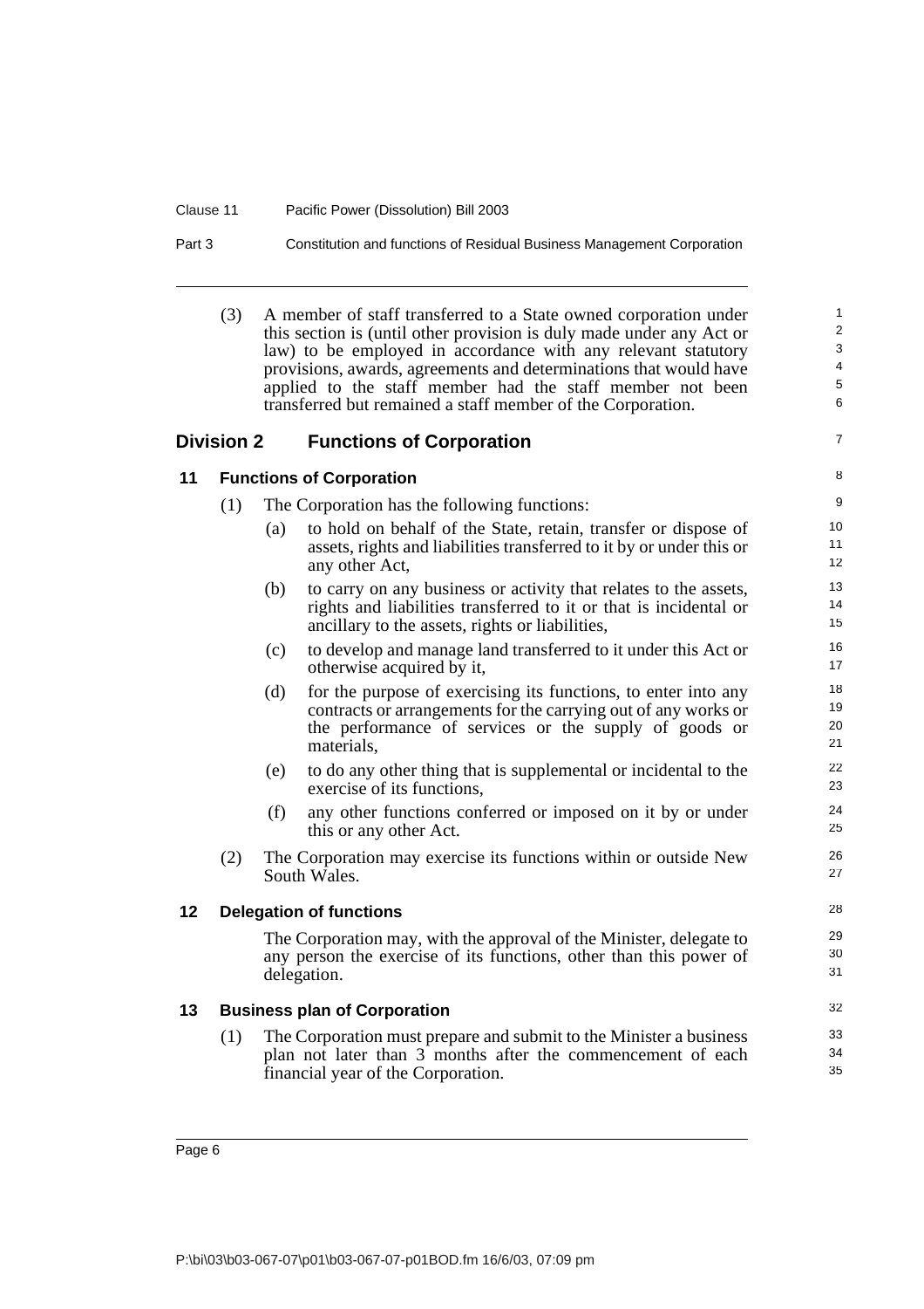(3) A member of staff transferred to a State owned corporation under this section is (until other provision is duly made under any Act or law) to be employed in accordance with any relevant statutory provisions, awards, agreements and determinations that would have applied to the staff member had the staff member not been transferred but remained a staff member of the Corporation.

## Division 2 Functions of Corporation

### 11 Functions of Corporation

(1) The Corporation has the following functions:

- (a) to hold on behalf of the State, retain, transfer or dispose of assets, rights and liabilities transferred to it by or under this or any other Act,
- (b) to carry on any business or activity that relates to the assets, rights and liabilities transferred to it or that is incidental or ancillary to the assets, rights or liabilities,
- (c) to develop and manage land transferred to it under this Act or otherwise acquired by it,
- (d) for the purpose of exercising its functions, to enter into any contracts or arrangements for the carrying out of any works or the performance of services or the supply of goods or materials,
- (e) to do any other thing that is supplemental or incidental to the exercise of its functions,
- (f) any other functions conferred or imposed on it by or under this or any other Act.

(2) The Corporation may exercise its functions within or outside New South Wales.

### 12 Delegation of functions

The Corporation may, with the approval of the Minister, delegate to any person the exercise of its functions, other than this power of delegation.

### 13 Business plan of Corporation

(1) The Corporation must prepare and submit to the Minister a business plan not later than 3 months after the commencement of each financial year of the Corporation.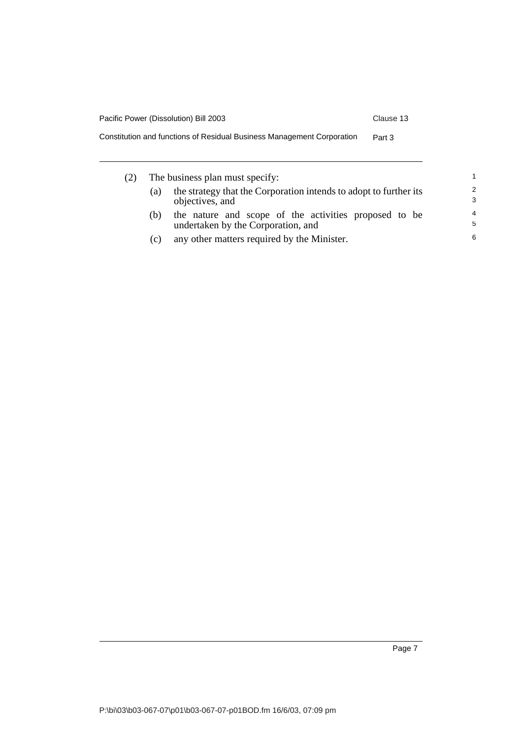(2) The business plan must specify:

(a) the strategy that the Corporation intends to adopt to further its objectives, and

(b) the nature and scope of the activities proposed to be undertaken by the Corporation, and

(c) any other matters required by the Minister.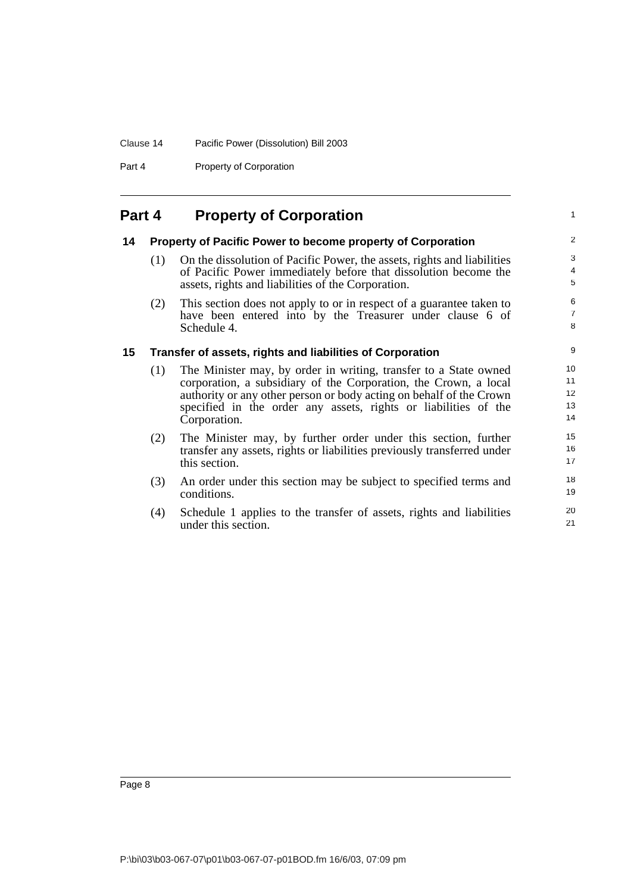# Part 4 Property of Corporation

## 14 Property of Pacific Power to become property of Corporation

(1) On the dissolution of Pacific Power, the assets, rights and liabilities of Pacific Power immediately before that dissolution become the assets, rights and liabilities of the Corporation.

(2) This section does not apply to or in respect of a guarantee taken to have been entered into by the Treasurer under clause 6 of Schedule 4.

## 15 Transfer of assets, rights and liabilities of Corporation

(1) The Minister may, by order in writing, transfer to a State owned corporation, a subsidiary of the Corporation, the Crown, a local authority or any other person or body acting on behalf of the Crown specified in the order any assets, rights or liabilities of the Corporation.

(2) The Minister may, by further order under this section, further transfer any assets, rights or liabilities previously transferred under this section.

(3) An order under this section may be subject to specified terms and conditions.

(4) Schedule 1 applies to the transfer of assets, rights and liabilities under this section.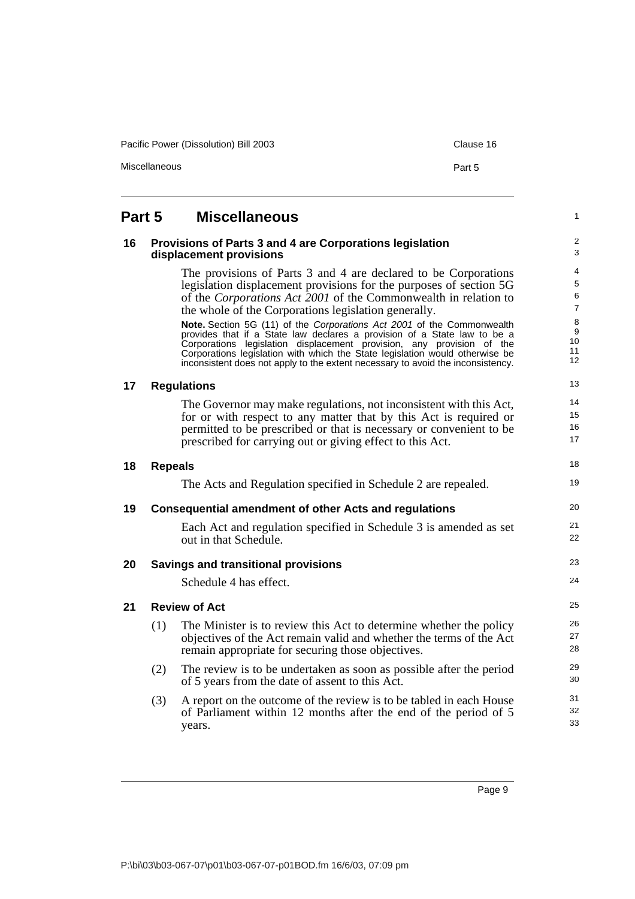# Part 5 Miscellaneous

## 16 Provisions of Parts 3 and 4 are Corporations legislation displacement provisions

The provisions of Parts 3 and 4 are declared to be Corporations legislation displacement provisions for the purposes of section 5G of the *Corporations Act 2001* of the Commonwealth in relation to the whole of the Corporations legislation generally.

**Note.** Section 5G (11) of the *Corporations Act 2001* of the Commonwealth provides that if a State law declares a provision of a State law to be a Corporations legislation displacement provision, any provision of the Corporations legislation with which the State legislation would otherwise be inconsistent does not apply to the extent necessary to avoid the inconsistency.

## 17 Regulations

The Governor may make regulations, not inconsistent with this Act, for or with respect to any matter that by this Act is required or permitted to be prescribed or that is necessary or convenient to be prescribed for carrying out or giving effect to this Act.

## 18 Repeals

The Acts and Regulation specified in Schedule 2 are repealed.

## 19 Consequential amendment of other Acts and regulations

Each Act and regulation specified in Schedule 3 is amended as set out in that Schedule.

## 20 Savings and transitional provisions

Schedule 4 has effect.

## 21 Review of Act

(1) The Minister is to review this Act to determine whether the policy objectives of the Act remain valid and whether the terms of the Act remain appropriate for securing those objectives.

(2) The review is to be undertaken as soon as possible after the period of 5 years from the date of assent to this Act.

(3) A report on the outcome of the review is to be tabled in each House of Parliament within 12 months after the end of the period of 5 years.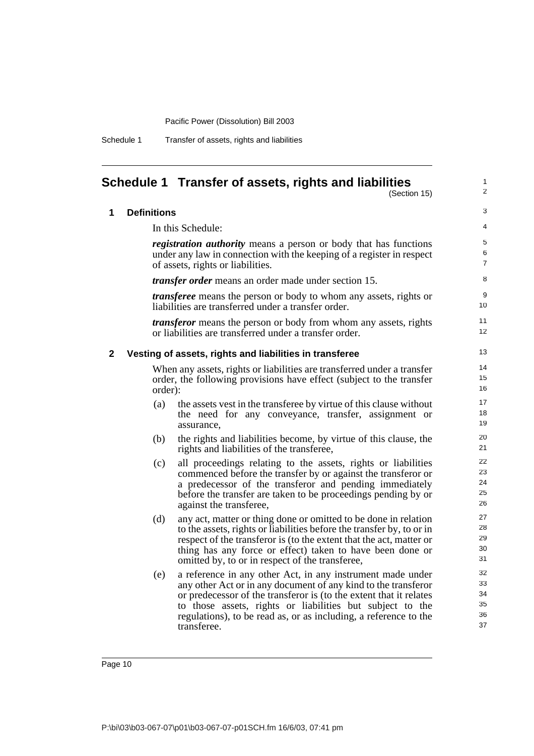## Schedule 1 Transfer of assets, rights and liabilities

(Section 15)

### 1 Definitions

In this Schedule:

***registration authority*** means a person or body that has functions under any law in connection with the keeping of a register in respect of assets, rights or liabilities.

***transfer order*** means an order made under section 15.

***transferee*** means the person or body to whom any assets, rights or liabilities are transferred under a transfer order.

***transferor*** means the person or body from whom any assets, rights or liabilities are transferred under a transfer order.

### 2 Vesting of assets, rights and liabilities in transferee

When any assets, rights or liabilities are transferred under a transfer order, the following provisions have effect (subject to the transfer order):

(a) the assets vest in the transferee by virtue of this clause without the need for any conveyance, transfer, assignment or assurance,

(b) the rights and liabilities become, by virtue of this clause, the rights and liabilities of the transferee,

(c) all proceedings relating to the assets, rights or liabilities commenced before the transfer by or against the transferor or a predecessor of the transferor and pending immediately before the transfer are taken to be proceedings pending by or against the transferee,

(d) any act, matter or thing done or omitted to be done in relation to the assets, rights or liabilities before the transfer by, to or in respect of the transferor is (to the extent that the act, matter or thing has any force or effect) taken to have been done or omitted by, to or in respect of the transferee,

(e) a reference in any other Act, in any instrument made under any other Act or in any document of any kind to the transferor or predecessor of the transferor is (to the extent that it relates to those assets, rights or liabilities but subject to the regulations), to be read as, or as including, a reference to the transferee.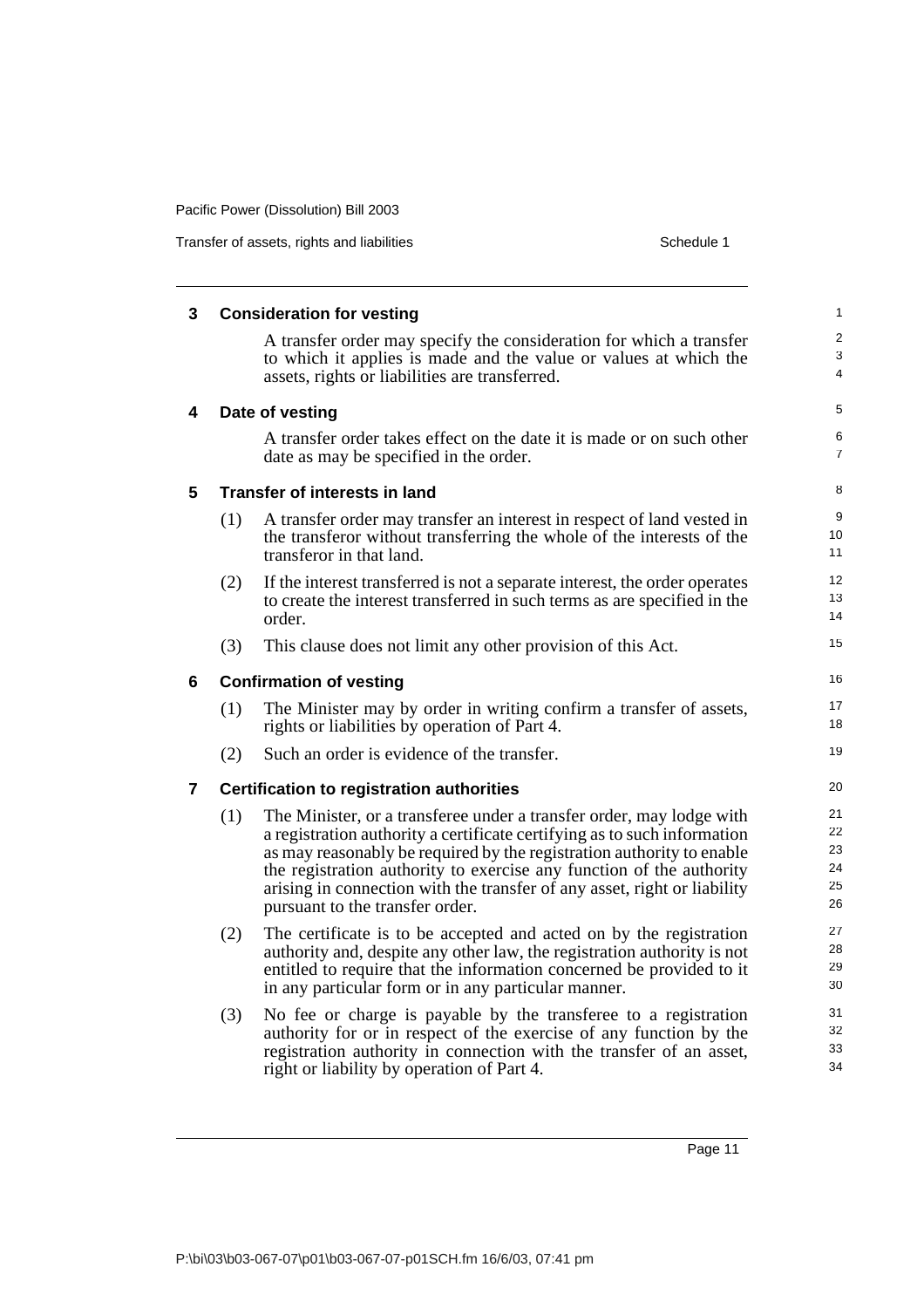## 3 Consideration for vesting

A transfer order may specify the consideration for which a transfer to which it applies is made and the value or values at which the assets, rights or liabilities are transferred.

## 4 Date of vesting

A transfer order takes effect on the date it is made or on such other date as may be specified in the order.

## 5 Transfer of interests in land

(1) A transfer order may transfer an interest in respect of land vested in the transferor without transferring the whole of the interests of the transferor in that land.

(2) If the interest transferred is not a separate interest, the order operates to create the interest transferred in such terms as are specified in the order.

(3) This clause does not limit any other provision of this Act.

## 6 Confirmation of vesting

(1) The Minister may by order in writing confirm a transfer of assets, rights or liabilities by operation of Part 4.

(2) Such an order is evidence of the transfer.

## 7 Certification to registration authorities

(1) The Minister, or a transferee under a transfer order, may lodge with a registration authority a certificate certifying as to such information as may reasonably be required by the registration authority to enable the registration authority to exercise any function of the authority arising in connection with the transfer of any asset, right or liability pursuant to the transfer order.

(2) The certificate is to be accepted and acted on by the registration authority and, despite any other law, the registration authority is not entitled to require that the information concerned be provided to it in any particular form or in any particular manner.

(3) No fee or charge is payable by the transferee to a registration authority for or in respect of the exercise of any function by the registration authority in connection with the transfer of an asset, right or liability by operation of Part 4.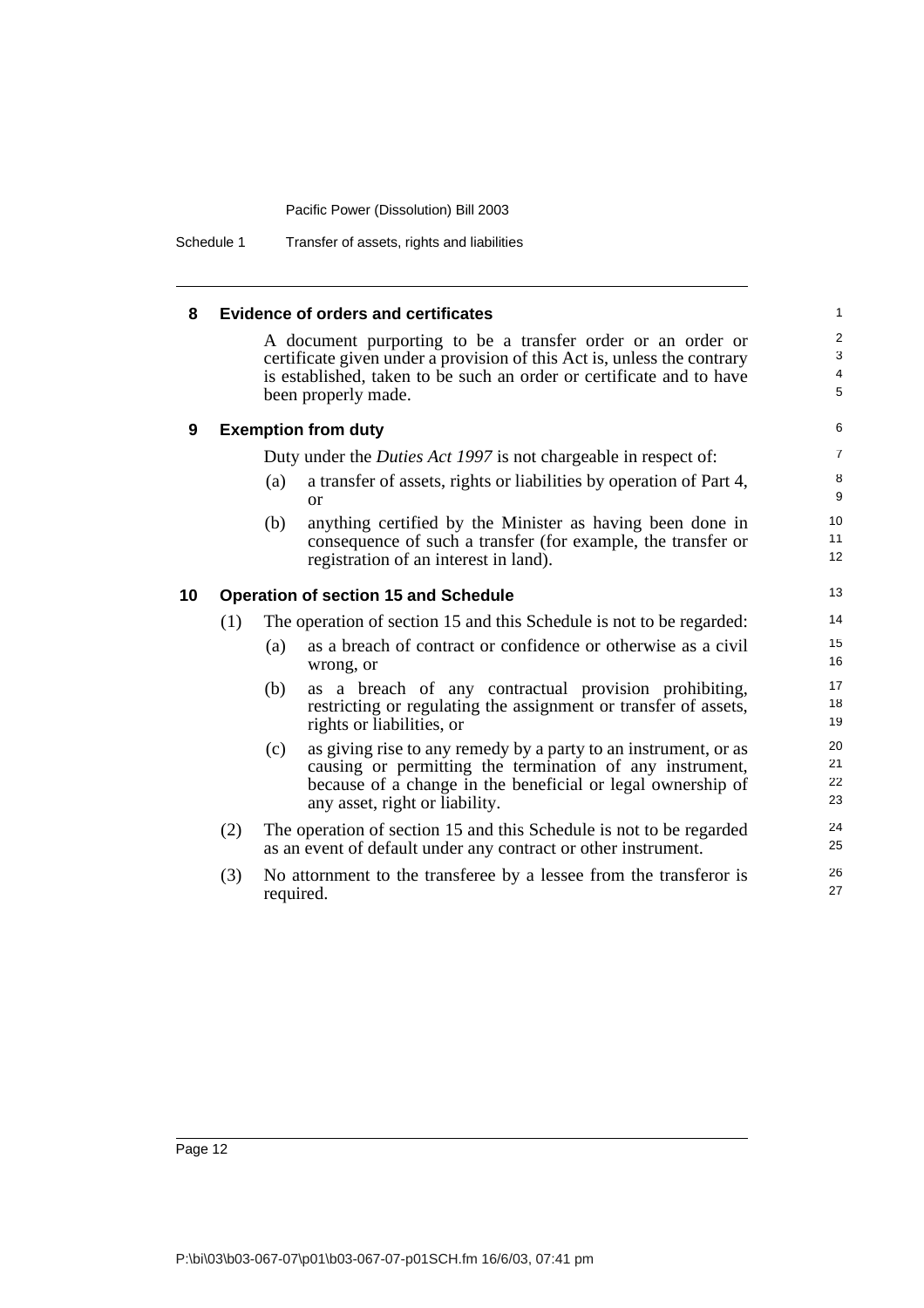## 8 Evidence of orders and certificates

A document purporting to be a transfer order or an order or certificate given under a provision of this Act is, unless the contrary is established, taken to be such an order or certificate and to have been properly made.

## 9 Exemption from duty

Duty under the *Duties Act 1997* is not chargeable in respect of:

(a) a transfer of assets, rights or liabilities by operation of Part 4, or

(b) anything certified by the Minister as having been done in consequence of such a transfer (for example, the transfer or registration of an interest in land).

## 10 Operation of section 15 and Schedule

(1) The operation of section 15 and this Schedule is not to be regarded:

(a) as a breach of contract or confidence or otherwise as a civil wrong, or

(b) as a breach of any contractual provision prohibiting, restricting or regulating the assignment or transfer of assets, rights or liabilities, or

(c) as giving rise to any remedy by a party to an instrument, or as causing or permitting the termination of any instrument, because of a change in the beneficial or legal ownership of any asset, right or liability.

(2) The operation of section 15 and this Schedule is not to be regarded as an event of default under any contract or other instrument.

(3) No attornment to the transferee by a lessee from the transferor is required.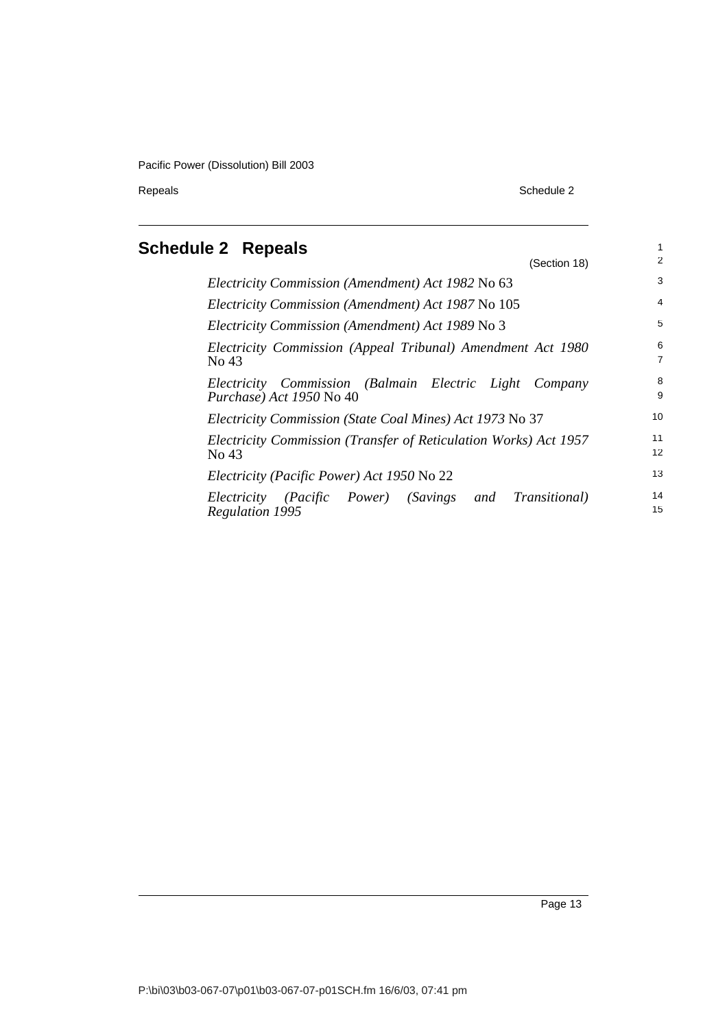## Schedule 2 Repeals

(Section 18)

*Electricity Commission (Amendment) Act 1982* No 63

*Electricity Commission (Amendment) Act 1987* No 105

*Electricity Commission (Amendment) Act 1989* No 3

*Electricity Commission (Appeal Tribunal) Amendment Act 1980* No 43

*Electricity Commission (Balmain Electric Light Company Purchase) Act 1950* No 40

*Electricity Commission (State Coal Mines) Act 1973* No 37

*Electricity Commission (Transfer of Reticulation Works) Act 1957* No 43

*Electricity (Pacific Power) Act 1950* No 22

*Electricity (Pacific Power) (Savings and Transitional) Regulation 1995*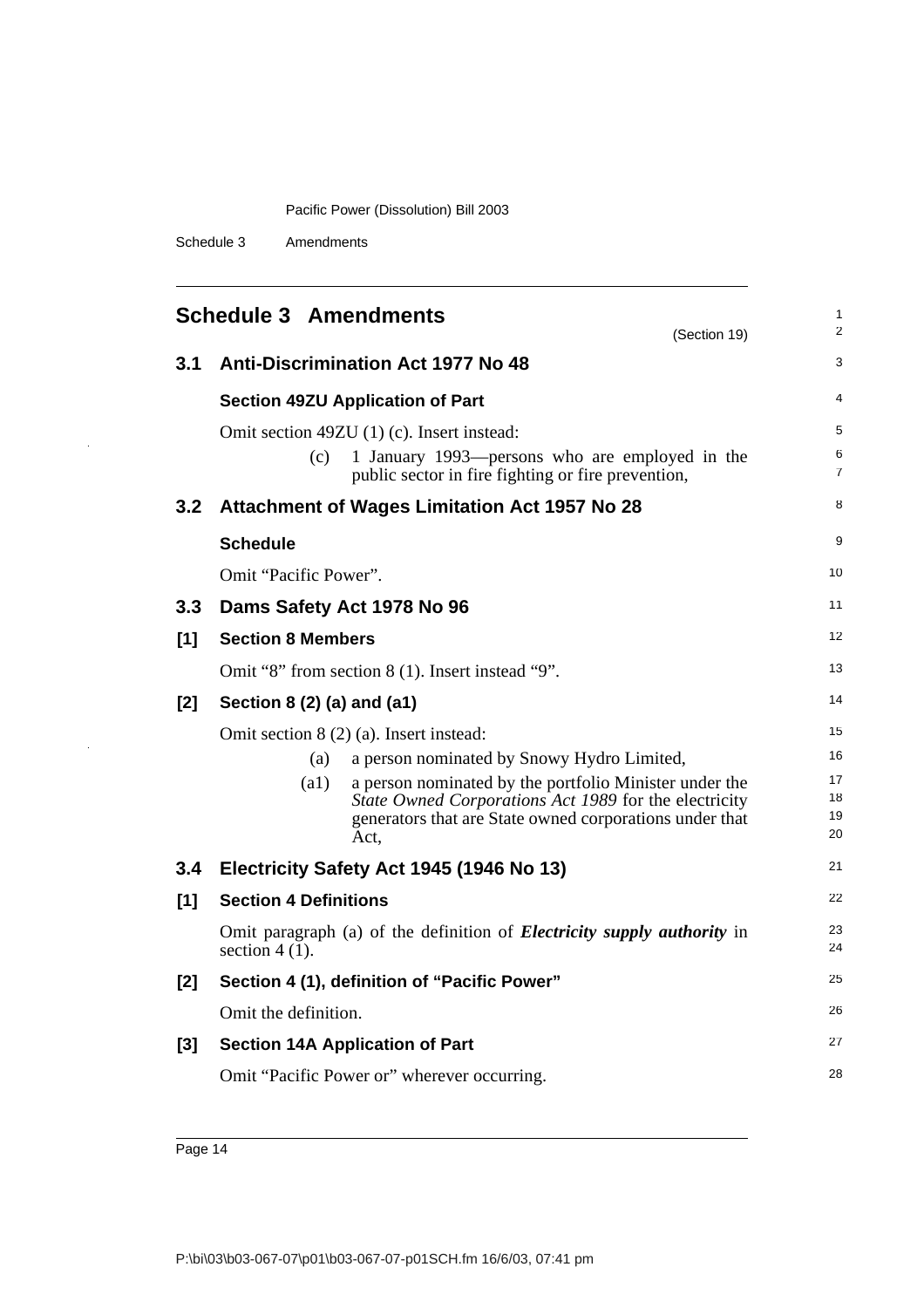## Schedule 3 Amendments

(Section 19)

### 3.1 Anti-Discrimination Act 1977 No 48

**Section 49ZU Application of Part**

Omit section 49ZU (1) (c). Insert instead:

(c) 1 January 1993—persons who are employed in the public sector in fire fighting or fire prevention,

### 3.2 Attachment of Wages Limitation Act 1957 No 28

**Schedule**

Omit "Pacific Power".

### 3.3 Dams Safety Act 1978 No 96

**[1] Section 8 Members**

Omit "8" from section 8 (1). Insert instead "9".

**[2] Section 8 (2) (a) and (a1)**

Omit section 8 (2) (a). Insert instead:

(a) a person nominated by Snowy Hydro Limited,

(a1) a person nominated by the portfolio Minister under the *State Owned Corporations Act 1989* for the electricity generators that are State owned corporations under that Act,

### 3.4 Electricity Safety Act 1945 (1946 No 13)

**[1] Section 4 Definitions**

Omit paragraph (a) of the definition of ***Electricity supply authority*** in section 4 (1).

**[2] Section 4 (1), definition of "Pacific Power"**

Omit the definition.

**[3] Section 14A Application of Part**

Omit "Pacific Power or" wherever occurring.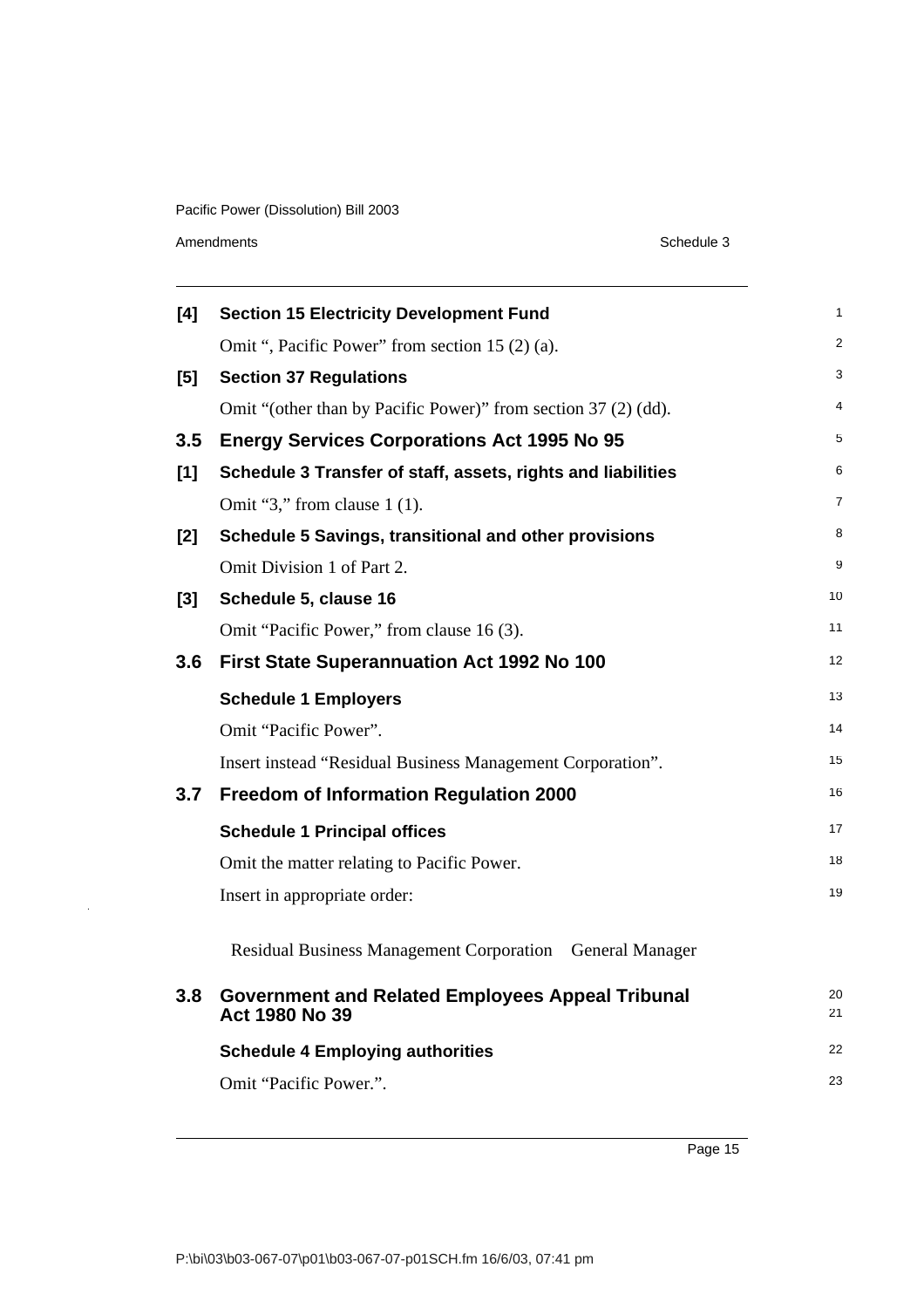**[4] Section 15 Electricity Development Fund**

Omit ", Pacific Power" from section 15 (2) (a).

**[5] Section 37 Regulations**

Omit "(other than by Pacific Power)" from section 37 (2) (dd).

## 3.5 Energy Services Corporations Act 1995 No 95

**[1] Schedule 3 Transfer of staff, assets, rights and liabilities**

Omit "3," from clause 1 (1).

**[2] Schedule 5 Savings, transitional and other provisions**

Omit Division 1 of Part 2.

**[3] Schedule 5, clause 16**

Omit "Pacific Power," from clause 16 (3).

## 3.6 First State Superannuation Act 1992 No 100

**Schedule 1 Employers**

Omit "Pacific Power".

Insert instead "Residual Business Management Corporation".

## 3.7 Freedom of Information Regulation 2000

**Schedule 1 Principal offices**

Omit the matter relating to Pacific Power.

Insert in appropriate order:

| | |
|---|---|
| Residual Business Management Corporation | General Manager |

## 3.8 Government and Related Employees Appeal Tribunal Act 1980 No 39

**Schedule 4 Employing authorities**

Omit "Pacific Power.".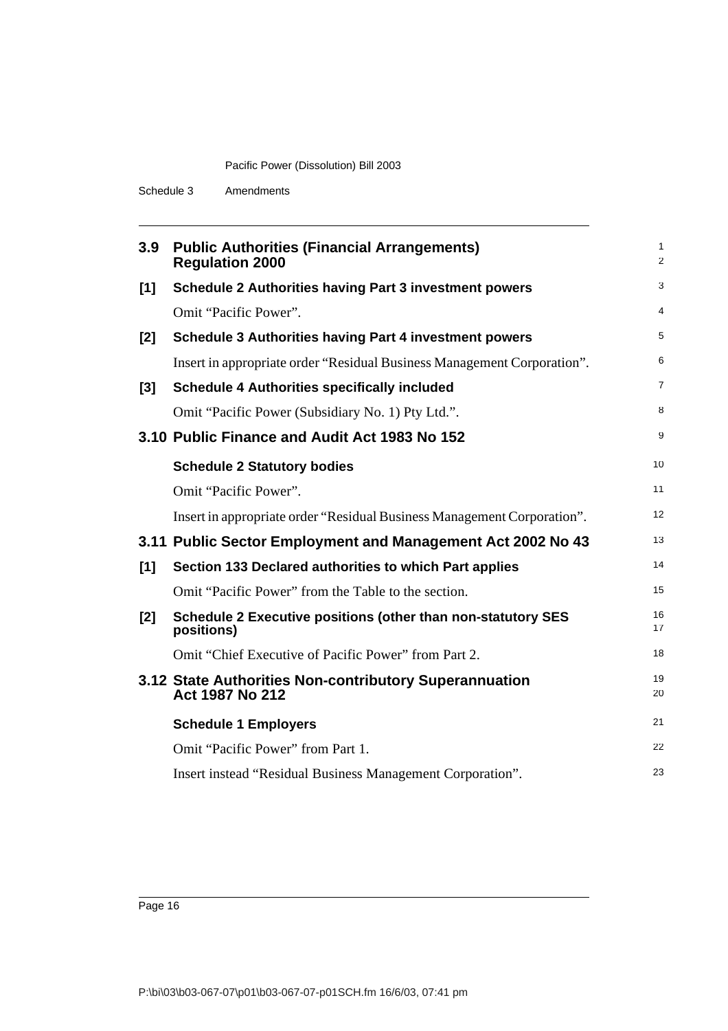## 3.9 Public Authorities (Financial Arrangements) Regulation 2000

### [1] Schedule 2 Authorities having Part 3 investment powers

Omit "Pacific Power".

### [2] Schedule 3 Authorities having Part 4 investment powers

Insert in appropriate order "Residual Business Management Corporation".

### [3] Schedule 4 Authorities specifically included

Omit "Pacific Power (Subsidiary No. 1) Pty Ltd.".

## 3.10 Public Finance and Audit Act 1983 No 152

### Schedule 2 Statutory bodies

Omit "Pacific Power".

Insert in appropriate order "Residual Business Management Corporation".

## 3.11 Public Sector Employment and Management Act 2002 No 43

### [1] Section 133 Declared authorities to which Part applies

Omit "Pacific Power" from the Table to the section.

### [2] Schedule 2 Executive positions (other than non-statutory SES positions)

Omit "Chief Executive of Pacific Power" from Part 2.

## 3.12 State Authorities Non-contributory Superannuation Act 1987 No 212

### Schedule 1 Employers

Omit "Pacific Power" from Part 1.

Insert instead "Residual Business Management Corporation".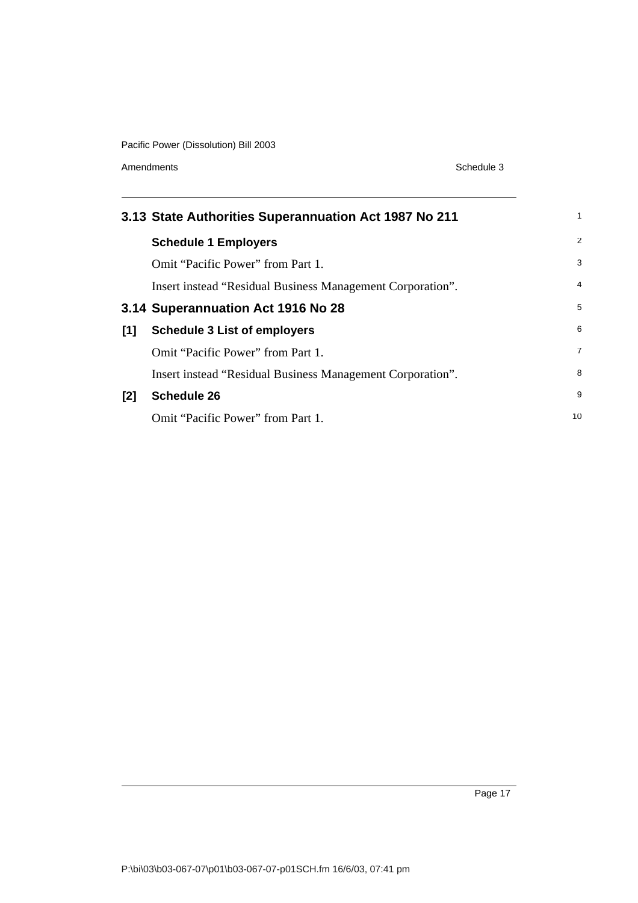## 3.13 State Authorities Superannuation Act 1987 No 211

### Schedule 1 Employers

Omit "Pacific Power" from Part 1.

Insert instead "Residual Business Management Corporation".

## 3.14 Superannuation Act 1916 No 28

### [1] Schedule 3 List of employers

Omit "Pacific Power" from Part 1.

Insert instead "Residual Business Management Corporation".

### [2] Schedule 26

Omit "Pacific Power" from Part 1.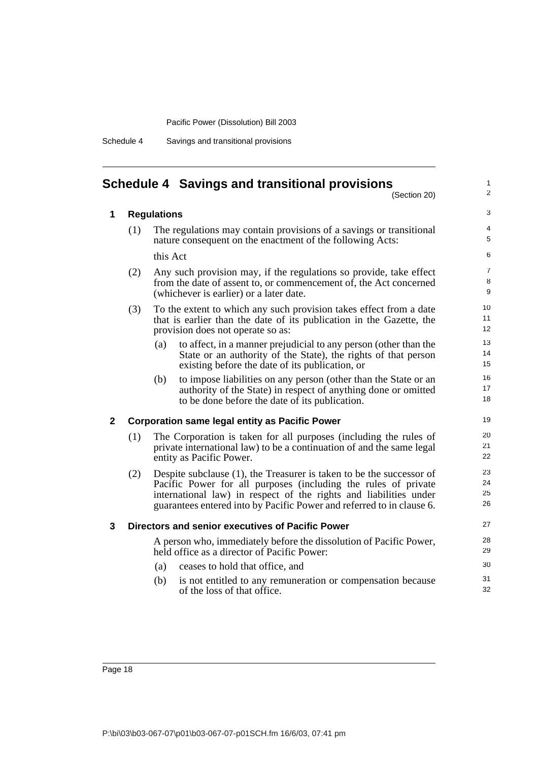# Schedule 4 Savings and transitional provisions

(Section 20)

## 1 Regulations

(1) The regulations may contain provisions of a savings or transitional nature consequent on the enactment of the following Acts:

this Act

(2) Any such provision may, if the regulations so provide, take effect from the date of assent to, or commencement of, the Act concerned (whichever is earlier) or a later date.

(3) To the extent to which any such provision takes effect from a date that is earlier than the date of its publication in the Gazette, the provision does not operate so as:

(a) to affect, in a manner prejudicial to any person (other than the State or an authority of the State), the rights of that person existing before the date of its publication, or

(b) to impose liabilities on any person (other than the State or an authority of the State) in respect of anything done or omitted to be done before the date of its publication.

## 2 Corporation same legal entity as Pacific Power

(1) The Corporation is taken for all purposes (including the rules of private international law) to be a continuation of and the same legal entity as Pacific Power.

(2) Despite subclause (1), the Treasurer is taken to be the successor of Pacific Power for all purposes (including the rules of private international law) in respect of the rights and liabilities under guarantees entered into by Pacific Power and referred to in clause 6.

## 3 Directors and senior executives of Pacific Power

A person who, immediately before the dissolution of Pacific Power, held office as a director of Pacific Power:

(a) ceases to hold that office, and

(b) is not entitled to any remuneration or compensation because of the loss of that office.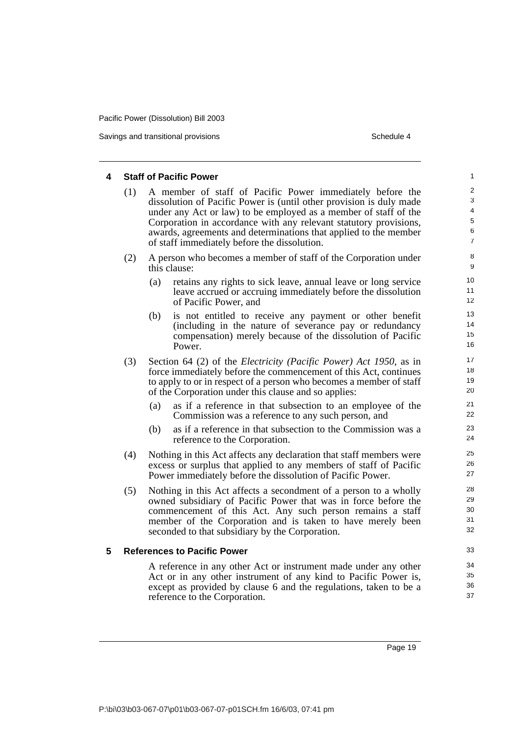### 4 Staff of Pacific Power

(1) A member of staff of Pacific Power immediately before the dissolution of Pacific Power is (until other provision is duly made under any Act or law) to be employed as a member of staff of the Corporation in accordance with any relevant statutory provisions, awards, agreements and determinations that applied to the member of staff immediately before the dissolution.

(2) A person who becomes a member of staff of the Corporation under this clause:

(a) retains any rights to sick leave, annual leave or long service leave accrued or accruing immediately before the dissolution of Pacific Power, and

(b) is not entitled to receive any payment or other benefit (including in the nature of severance pay or redundancy compensation) merely because of the dissolution of Pacific Power.

(3) Section 64 (2) of the *Electricity (Pacific Power) Act 1950*, as in force immediately before the commencement of this Act, continues to apply to or in respect of a person who becomes a member of staff of the Corporation under this clause and so applies:

(a) as if a reference in that subsection to an employee of the Commission was a reference to any such person, and

(b) as if a reference in that subsection to the Commission was a reference to the Corporation.

(4) Nothing in this Act affects any declaration that staff members were excess or surplus that applied to any members of staff of Pacific Power immediately before the dissolution of Pacific Power.

(5) Nothing in this Act affects a secondment of a person to a wholly owned subsidiary of Pacific Power that was in force before the commencement of this Act. Any such person remains a staff member of the Corporation and is taken to have merely been seconded to that subsidiary by the Corporation.

### 5 References to Pacific Power

A reference in any other Act or instrument made under any other Act or in any other instrument of any kind to Pacific Power is, except as provided by clause 6 and the regulations, taken to be a reference to the Corporation.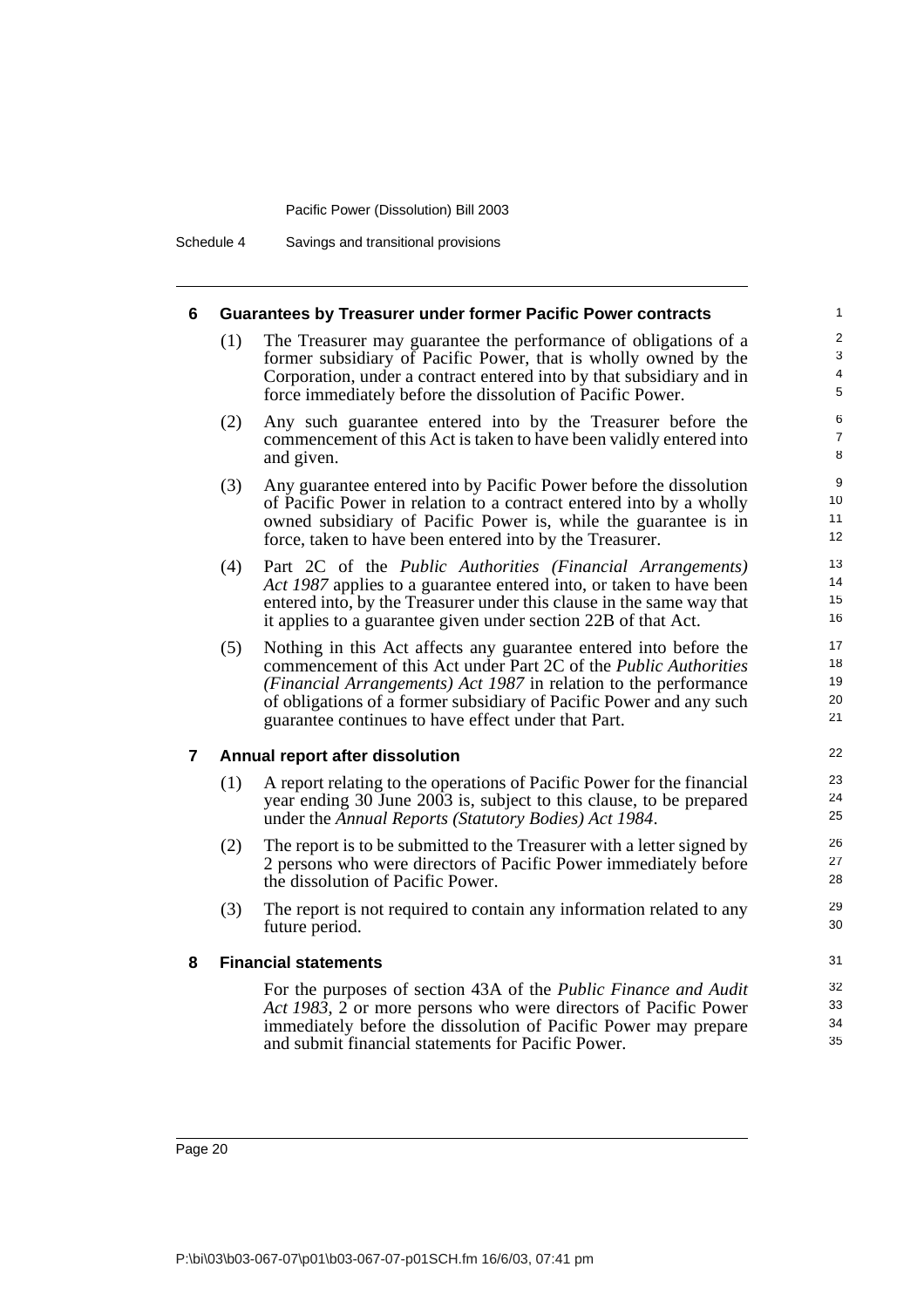### 6 Guarantees by Treasurer under former Pacific Power contracts

(1) The Treasurer may guarantee the performance of obligations of a former subsidiary of Pacific Power, that is wholly owned by the Corporation, under a contract entered into by that subsidiary and in force immediately before the dissolution of Pacific Power.

(2) Any such guarantee entered into by the Treasurer before the commencement of this Act is taken to have been validly entered into and given.

(3) Any guarantee entered into by Pacific Power before the dissolution of Pacific Power in relation to a contract entered into by a wholly owned subsidiary of Pacific Power is, while the guarantee is in force, taken to have been entered into by the Treasurer.

(4) Part 2C of the *Public Authorities (Financial Arrangements) Act 1987* applies to a guarantee entered into, or taken to have been entered into, by the Treasurer under this clause in the same way that it applies to a guarantee given under section 22B of that Act.

(5) Nothing in this Act affects any guarantee entered into before the commencement of this Act under Part 2C of the *Public Authorities (Financial Arrangements) Act 1987* in relation to the performance of obligations of a former subsidiary of Pacific Power and any such guarantee continues to have effect under that Part.

### 7 Annual report after dissolution

(1) A report relating to the operations of Pacific Power for the financial year ending 30 June 2003 is, subject to this clause, to be prepared under the *Annual Reports (Statutory Bodies) Act 1984*.

(2) The report is to be submitted to the Treasurer with a letter signed by 2 persons who were directors of Pacific Power immediately before the dissolution of Pacific Power.

(3) The report is not required to contain any information related to any future period.

### 8 Financial statements

For the purposes of section 43A of the *Public Finance and Audit Act 1983*, 2 or more persons who were directors of Pacific Power immediately before the dissolution of Pacific Power may prepare and submit financial statements for Pacific Power.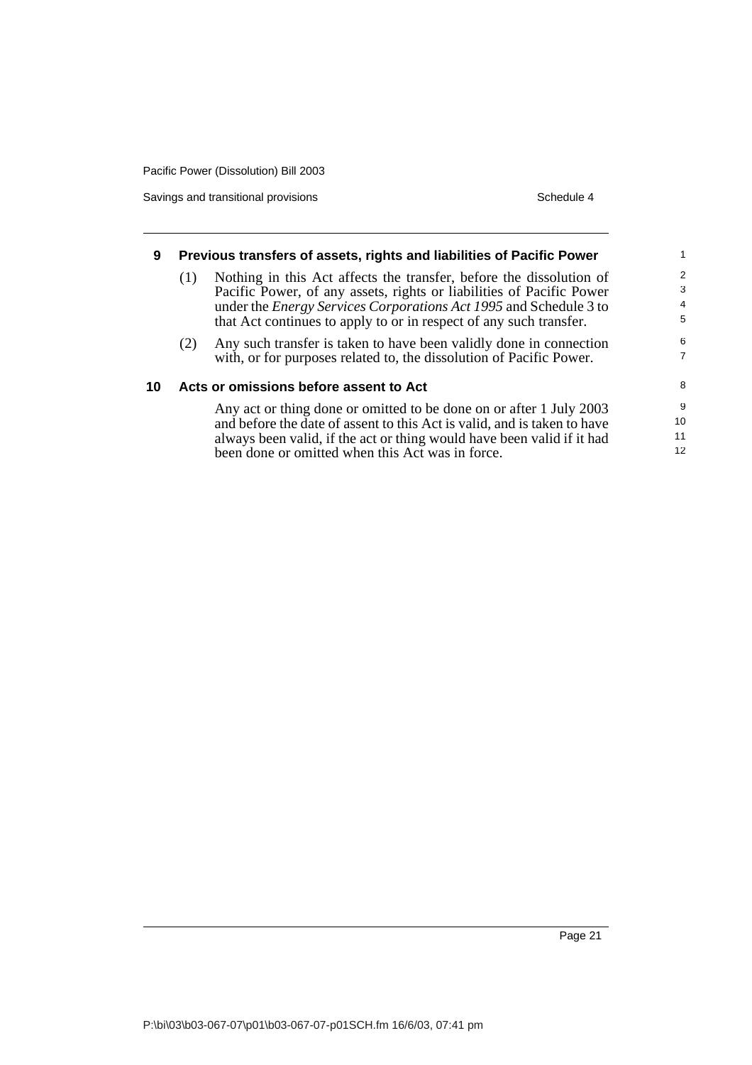## 9 Previous transfers of assets, rights and liabilities of Pacific Power

(1) Nothing in this Act affects the transfer, before the dissolution of Pacific Power, of any assets, rights or liabilities of Pacific Power under the *Energy Services Corporations Act 1995* and Schedule 3 to that Act continues to apply to or in respect of any such transfer.

(2) Any such transfer is taken to have been validly done in connection with, or for purposes related to, the dissolution of Pacific Power.

## 10 Acts or omissions before assent to Act

Any act or thing done or omitted to be done on or after 1 July 2003 and before the date of assent to this Act is valid, and is taken to have always been valid, if the act or thing would have been valid if it had been done or omitted when this Act was in force.